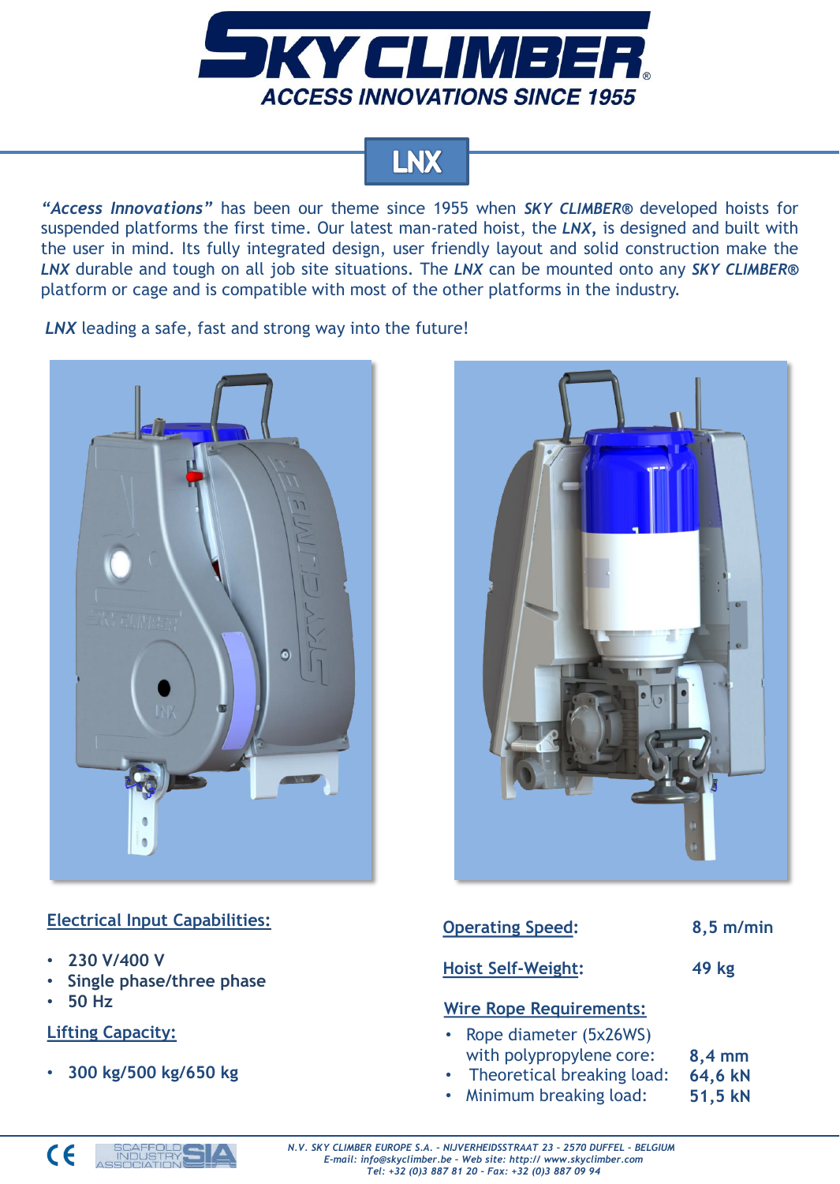# SKY CLIMBER

ACCESS INNOVATIONS SINCE 1955

## LNX

*"Access Innovations"* has been our theme since 1955 when ***SKY CLIMBER®*** developed hoists for suspended platforms the first time. Our latest man-rated hoist, the ***LNX,*** is designed and built with the user in mind. Its fully integrated design, user friendly layout and solid construction make the ***LNX*** durable and tough on all job site situations. The ***LNX*** can be mounted onto any ***SKY CLIMBER®*** platform or cage and is compatible with most of the other platforms in the industry.

***LNX*** leading a safe, fast and strong way into the future!

**Electrical Input Capabilities:**

- 230 V/400 V
- Single phase/three phase
- 50 Hz

**Lifting Capacity:**

- 300 kg/500 kg/650 kg

**Operating Speed:** 8,5 m/min

**Hoist Self-Weight:** 49 kg

**Wire Rope Requirements:**

- Rope diameter (5x26WS) with polypropylene core: 8,4 mm
- Theoretical breaking load: 64,6 kN
- Minimum breaking load: 51,5 kN

SCAFFOLD INDUSTRY ASSOCIATION SIA

*N.V. SKY CLIMBER EUROPE S.A. - NIJVERHEIDSSTRAAT 23 - 2570 DUFFEL - BELGIUM*
*E-mail: info@skyclimber.be - Web site: http:// www.skyclimber.com*
*Tel: +32 (0)3 887 81 20 - Fax: +32 (0)3 887 09 94*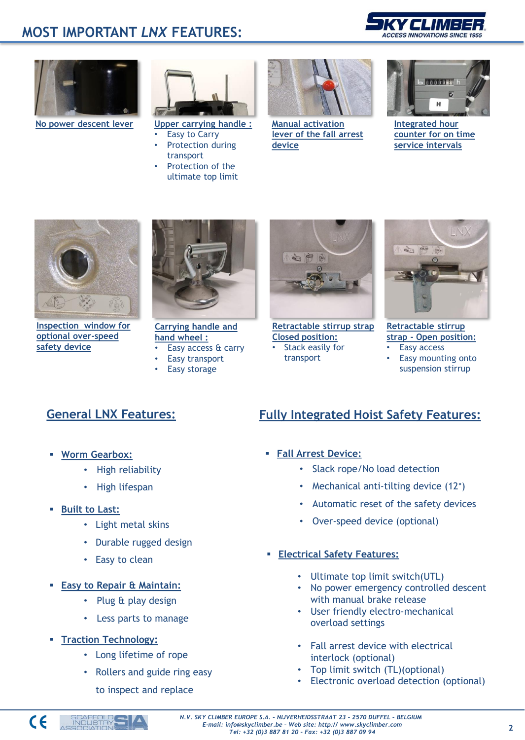# MOST IMPORTANT *LNX* FEATURES:

**No power descent lever**

**Upper carrying handle :**
- Easy to Carry
- Protection during transport
- Protection of the ultimate top limit

**Manual activation lever of the fall arrest device**

**Integrated hour counter for on time service intervals**

**Inspection window for optional over-speed safety device**

**Carrying handle and hand wheel :**
- Easy access & carry
- Easy transport
- Easy storage

**Retractable stirrup strap Closed position:**
- Stack easily for transport

**Retractable stirrup strap - Open position:**
- Easy access
- Easy mounting onto suspension stirrup

## General LNX Features:

- **Worm Gearbox:**
  - High reliability
  - High lifespan
- **Built to Last:**
  - Light metal skins
  - Durable rugged design
  - Easy to clean
- **Easy to Repair & Maintain:**
  - Plug & play design
  - Less parts to manage
- **Traction Technology:**
  - Long lifetime of rope
  - Rollers and guide ring easy to inspect and replace

## Fully Integrated Hoist Safety Features:

- **Fall Arrest Device:**
  - Slack rope/No load detection
  - Mechanical anti-tilting device (12°)
  - Automatic reset of the safety devices
  - Over-speed device (optional)
- **Electrical Safety Features:**
  - Ultimate top limit switch(UTL)
  - No power emergency controlled descent with manual brake release
  - User friendly electro-mechanical overload settings
  - Fall arrest device with electrical interlock (optional)
  - Top limit switch (TL)(optional)
  - Electronic overload detection (optional)

N.V. SKY CLIMBER EUROPE S.A. - NIJVERHEIDSSTRAAT 23 - 2570 DUFFEL - BELGIUM
E-mail: info@skyclimber.be - Web site: http:// www.skyclimber.com
Tel: +32 (0)3 887 81 20 - Fax: +32 (0)3 887 09 94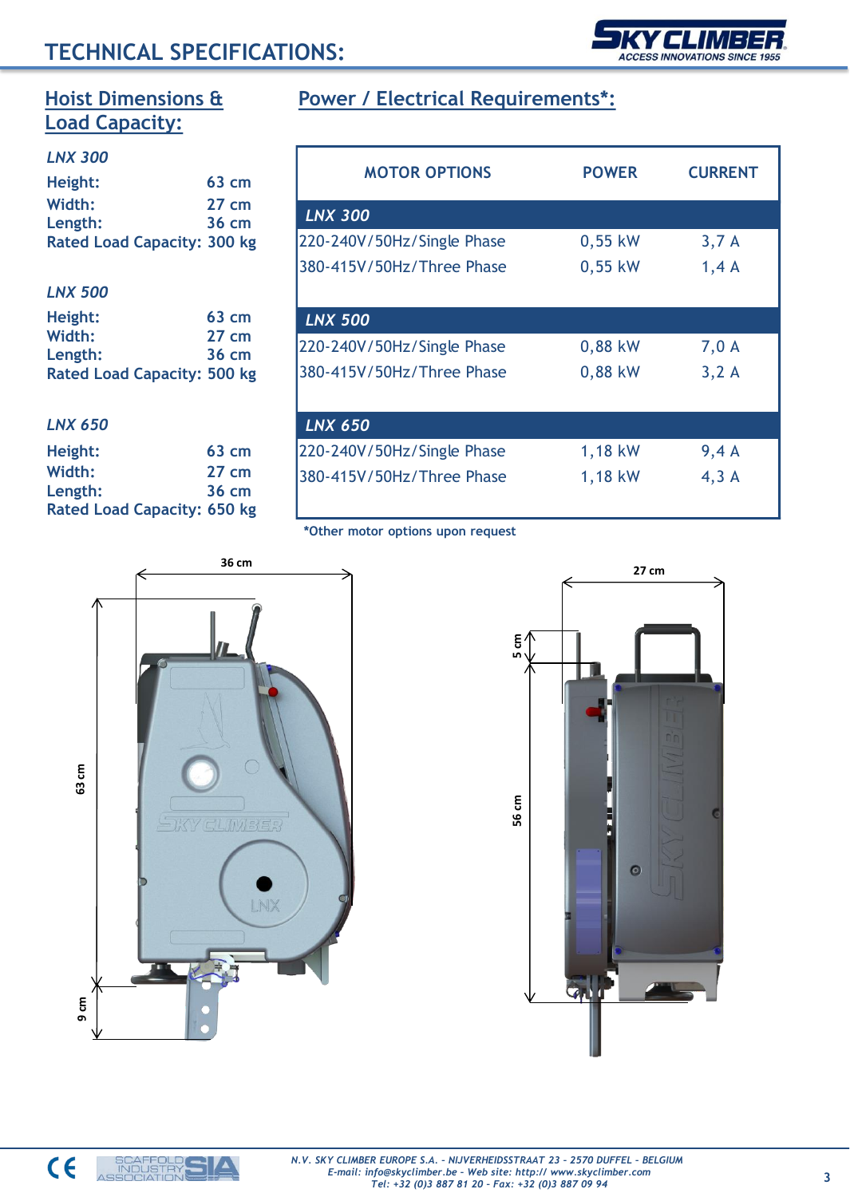# TECHNICAL SPECIFICATIONS:

## Hoist Dimensions & Load Capacity:

*LNX 300*

Height: 63 cm
Width: 27 cm
Length: 36 cm
Rated Load Capacity: 300 kg

*LNX 500*

Height: 63 cm
Width: 27 cm
Length: 36 cm
Rated Load Capacity: 500 kg

*LNX 650*

Height: 63 cm
Width: 27 cm
Length: 36 cm
Rated Load Capacity: 650 kg

## Power / Electrical Requirements*:

| MOTOR OPTIONS | POWER | CURRENT |
|---|---|---|
| ***LNX 300*** | | |
| 220-240V/50Hz/Single Phase | 0,55 kW | 3,7 A |
| 380-415V/50Hz/Three Phase | 0,55 kW | 1,4 A |
| ***LNX 500*** | | |
| 220-240V/50Hz/Single Phase | 0,88 kW | 7,0 A |
| 380-415V/50Hz/Three Phase | 0,88 kW | 3,2 A |
| ***LNX 650*** | | |
| 220-240V/50Hz/Single Phase | 1,18 kW | 9,4 A |
| 380-415V/50Hz/Three Phase | 1,18 kW | 4,3 A |

*Other motor options upon request

36 cm
63 cm
9 cm

27 cm
5 cm
56 cm

*N.V. SKY CLIMBER EUROPE S.A. - NIJVERHEIDSSTRAAT 23 - 2570 DUFFEL - BELGIUM*
*E-mail: info@skyclimber.be - Web site: http:// www.skyclimber.com*
*Tel: +32 (0)3 887 81 20 - Fax: +32 (0)3 887 09 94*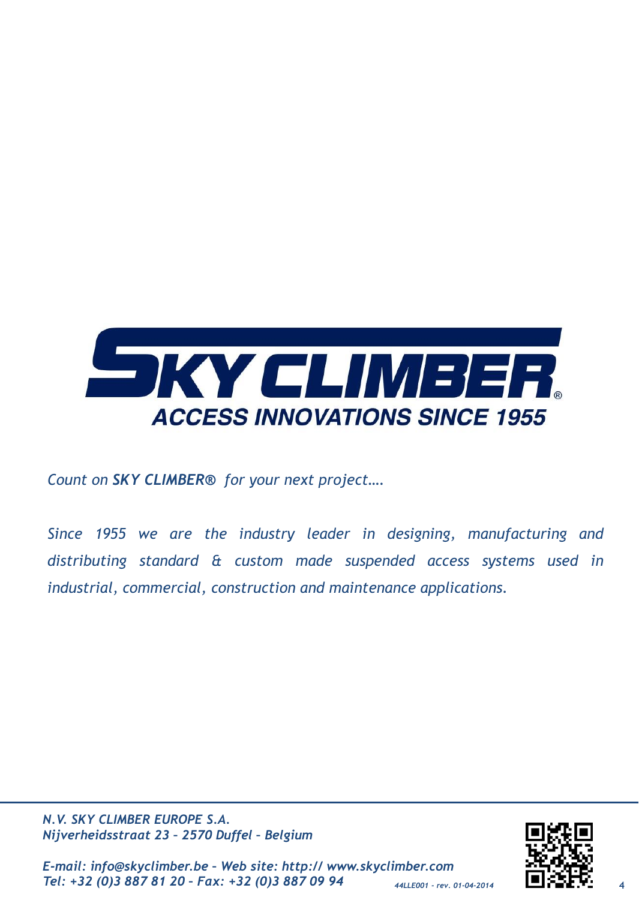# SKY CLIMBER®

ACCESS INNOVATIONS SINCE 1955

*Count on **SKY CLIMBER®** for your next project….*

*Since 1955 we are the industry leader in designing, manufacturing and distributing standard & custom made suspended access systems used in industrial, commercial, construction and maintenance applications.*

***N.V. SKY CLIMBER EUROPE S.A.***
***Nijverheidsstraat 23 – 2570 Duffel – Belgium***

***E-mail: info@skyclimber.be – Web site: http:// www.skyclimber.com***
***Tel: +32 (0)3 887 81 20 – Fax: +32 (0)3 887 09 94***

*44LLE001 - rev. 01-04-2014*